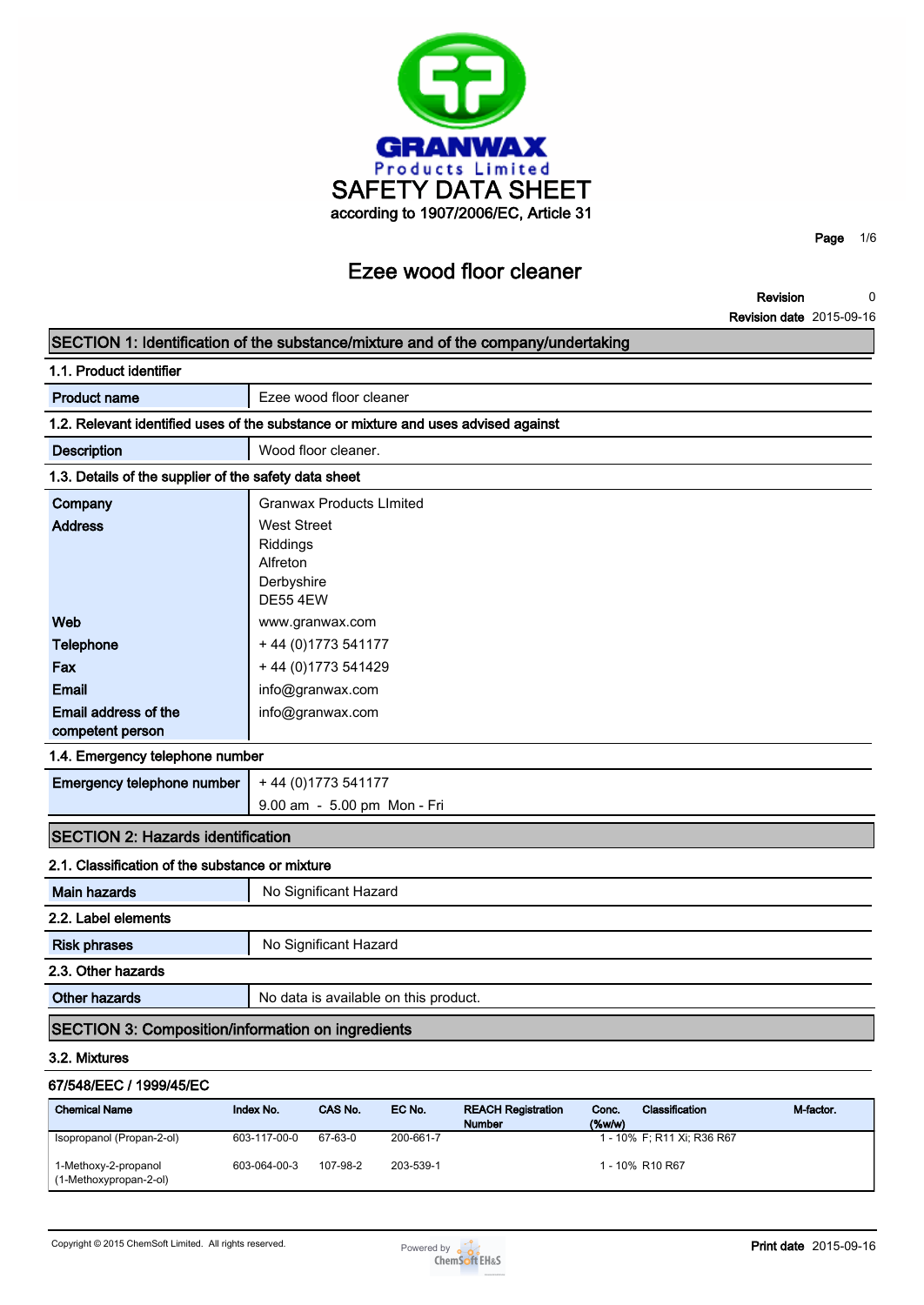# SAFETY DATA SHEET

according to 1907/2006/EC, Article 31

## Ezee wood floor cleaner

**Revision** 0
**Revision date** 2015-09-16

## SECTION 1: Identification of the substance/mixture and of the company/undertaking

### 1.1. Product identifier

| | |
|---|---|
| **Product name** | Ezee wood floor cleaner |

### 1.2. Relevant identified uses of the substance or mixture and uses advised against

| | |
|---|---|
| **Description** | Wood floor cleaner. |

### 1.3. Details of the supplier of the safety data sheet

| | |
|---|---|
| **Company** | Granwax Products LImited |
| **Address** | West Street<br>Riddings<br>Alfreton<br>Derbyshire<br>DE55 4EW |
| **Web** | www.granwax.com |
| **Telephone** | + 44 (0)1773 541177 |
| **Fax** | + 44 (0)1773 541429 |
| **Email** | info@granwax.com |
| **Email address of the competent person** | info@granwax.com |

### 1.4. Emergency telephone number

| | |
|---|---|
| **Emergency telephone number** | + 44 (0)1773 541177<br>9.00 am - 5.00 pm Mon - Fri |

## SECTION 2: Hazards identification

### 2.1. Classification of the substance or mixture

| | |
|---|---|
| **Main hazards** | No Significant Hazard |

### 2.2. Label elements

| | |
|---|---|
| **Risk phrases** | No Significant Hazard |

### 2.3. Other hazards

| | |
|---|---|
| **Other hazards** | No data is available on this product. |

## SECTION 3: Composition/information on ingredients

### 3.2. Mixtures

**67/548/EEC / 1999/45/EC**

| Chemical Name | Index No. | CAS No. | EC No. | REACH Registration Number | Conc. (%w/w) | Classification | M-factor. |
|---|---|---|---|---|---|---|---|
| Isopropanol (Propan-2-ol) | 603-117-00-0 | 67-63-0 | 200-661-7 | | 1 - 10% | F; R11 Xi; R36 R67 | |
| 1-Methoxy-2-propanol (1-Methoxypropan-2-ol) | 603-064-00-3 | 107-98-2 | 203-539-1 | | 1 - 10% | R10 R67 | |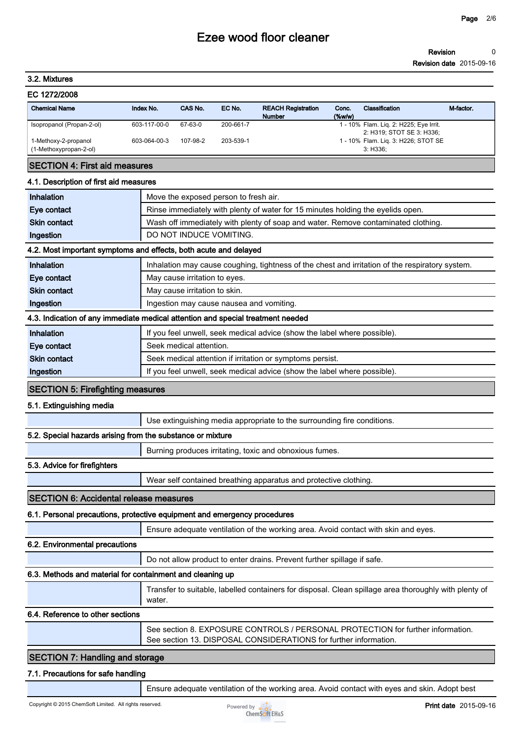### 3.2. Mixtures

**EC 1272/2008**

| Chemical Name | Index No. | CAS No. | EC No. | REACH Registration Number | Conc. (%w/w) | Classification | M-factor. |
|---|---|---|---|---|---|---|---|
| Isopropanol (Propan-2-ol) | 603-117-00-0 | 67-63-0 | 200-661-7 | | 1 - 10% | Flam. Liq. 2: H225; Eye Irrit. 2: H319; STOT SE 3: H336; | |
| 1-Methoxy-2-propanol (1-Methoxypropan-2-ol) | 603-064-00-3 | 107-98-2 | 203-539-1 | | 1 - 10% | Flam. Liq. 3: H226; STOT SE 3: H336; | |

## SECTION 4: First aid measures

### 4.1. Description of first aid measures

| | |
|---|---|
| **Inhalation** | Move the exposed person to fresh air. |
| **Eye contact** | Rinse immediately with plenty of water for 15 minutes holding the eyelids open. |
| **Skin contact** | Wash off immediately with plenty of soap and water. Remove contaminated clothing. |
| **Ingestion** | DO NOT INDUCE VOMITING. |

### 4.2. Most important symptoms and effects, both acute and delayed

| | |
|---|---|
| **Inhalation** | Inhalation may cause coughing, tightness of the chest and irritation of the respiratory system. |
| **Eye contact** | May cause irritation to eyes. |
| **Skin contact** | May cause irritation to skin. |
| **Ingestion** | Ingestion may cause nausea and vomiting. |

### 4.3. Indication of any immediate medical attention and special treatment needed

| | |
|---|---|
| **Inhalation** | If you feel unwell, seek medical advice (show the label where possible). |
| **Eye contact** | Seek medical attention. |
| **Skin contact** | Seek medical attention if irritation or symptoms persist. |
| **Ingestion** | If you feel unwell, seek medical advice (show the label where possible). |

## SECTION 5: Firefighting measures

### 5.1. Extinguishing media

Use extinguishing media appropriate to the surrounding fire conditions.

### 5.2. Special hazards arising from the substance or mixture

Burning produces irritating, toxic and obnoxious fumes.

### 5.3. Advice for firefighters

Wear self contained breathing apparatus and protective clothing.

## SECTION 6: Accidental release measures

### 6.1. Personal precautions, protective equipment and emergency procedures

Ensure adequate ventilation of the working area. Avoid contact with skin and eyes.

### 6.2. Environmental precautions

Do not allow product to enter drains. Prevent further spillage if safe.

### 6.3. Methods and material for containment and cleaning up

Transfer to suitable, labelled containers for disposal. Clean spillage area thoroughly with plenty of water.

### 6.4. Reference to other sections

See section 8. EXPOSURE CONTROLS / PERSONAL PROTECTION for further information.
See section 13. DISPOSAL CONSIDERATIONS for further information.

## SECTION 7: Handling and storage

### 7.1. Precautions for safe handling

Ensure adequate ventilation of the working area. Avoid contact with eyes and skin. Adopt best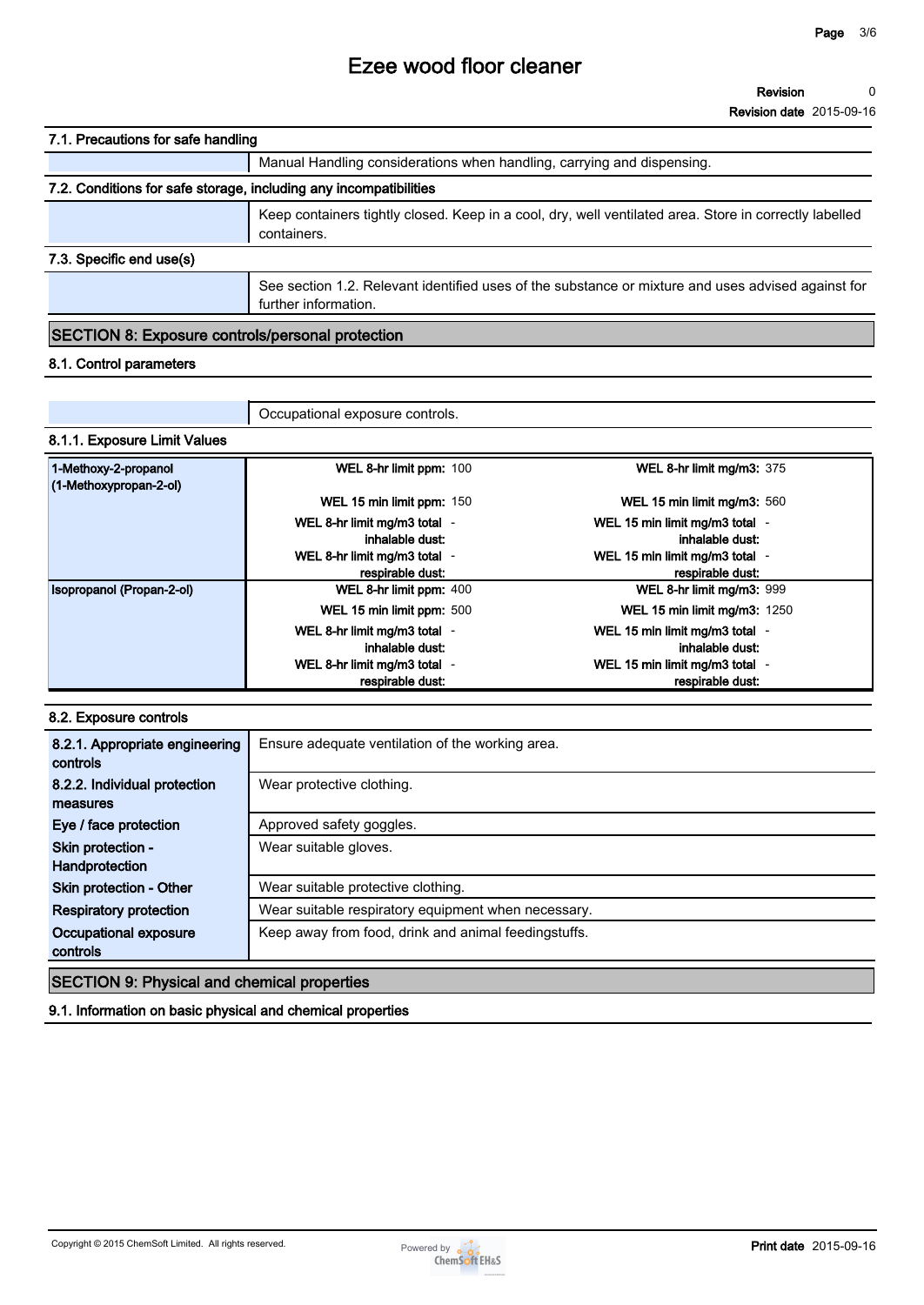### 7.1. Precautions for safe handling

| | |
|---|---|
| | Manual Handling considerations when handling, carrying and dispensing. |

### 7.2. Conditions for safe storage, including any incompatibilities

| | |
|---|---|
| | Keep containers tightly closed. Keep in a cool, dry, well ventilated area. Store in correctly labelled containers. |

### 7.3. Specific end use(s)

| | |
|---|---|
| | See section 1.2. Relevant identified uses of the substance or mixture and uses advised against for further information. |

## SECTION 8: Exposure controls/personal protection

### 8.1. Control parameters

| | |
|---|---|
| | Occupational exposure controls. |

### 8.1.1. Exposure Limit Values

| Substance | Parameter | Value | Parameter | Value |
|---|---|---|---|---|
| 1-Methoxy-2-propanol (1-Methoxypropan-2-ol) | WEL 8-hr limit ppm: | 100 | WEL 8-hr limit mg/m3: | 375 |
| | WEL 15 min limit ppm: | 150 | WEL 15 min limit mg/m3: | 560 |
| | WEL 8-hr limit mg/m3 total inhalable dust: | - | WEL 15 min limit mg/m3 total inhalable dust: | - |
| | WEL 8-hr limit mg/m3 total respirable dust: | - | WEL 15 min limit mg/m3 total respirable dust: | - |
| Isopropanol (Propan-2-ol) | WEL 8-hr limit ppm: | 400 | WEL 8-hr limit mg/m3: | 999 |
| | WEL 15 min limit ppm: | 500 | WEL 15 min limit mg/m3: | 1250 |
| | WEL 8-hr limit mg/m3 total inhalable dust: | - | WEL 15 min limit mg/m3 total inhalable dust: | - |
| | WEL 8-hr limit mg/m3 total respirable dust: | - | WEL 15 min limit mg/m3 total respirable dust: | - |

### 8.2. Exposure controls

| | |
|---|---|
| **8.2.1. Appropriate engineering controls** | Ensure adequate ventilation of the working area. |
| **8.2.2. Individual protection measures** | Wear protective clothing. |
| **Eye / face protection** | Approved safety goggles. |
| **Skin protection - Handprotection** | Wear suitable gloves. |
| **Skin protection - Other** | Wear suitable protective clothing. |
| **Respiratory protection** | Wear suitable respiratory equipment when necessary. |
| **Occupational exposure controls** | Keep away from food, drink and animal feedingstuffs. |

## SECTION 9: Physical and chemical properties

### 9.1. Information on basic physical and chemical properties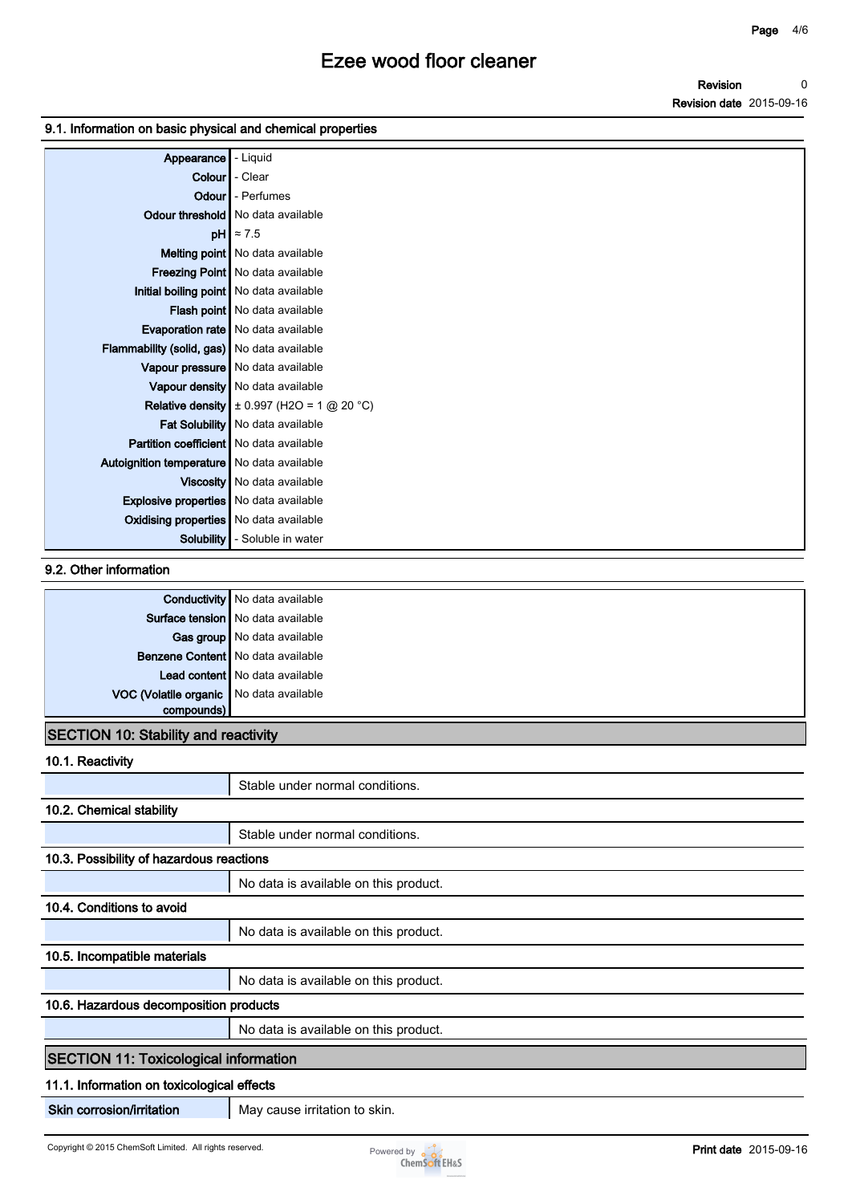### 9.1. Information on basic physical and chemical properties

| | |
|---|---|
| Appearance | - Liquid |
| Colour | - Clear |
| Odour | - Perfumes |
| Odour threshold | No data available |
| pH | ≈ 7.5 |
| Melting point | No data available |
| Freezing Point | No data available |
| Initial boiling point | No data available |
| Flash point | No data available |
| Evaporation rate | No data available |
| Flammability (solid, gas) | No data available |
| Vapour pressure | No data available |
| Vapour density | No data available |
| Relative density | ± 0.997 ($H_2O$ = 1 @ 20 °C) |
| Fat Solubility | No data available |
| Partition coefficient | No data available |
| Autoignition temperature | No data available |
| Viscosity | No data available |
| Explosive properties | No data available |
| Oxidising properties | No data available |
| Solubility | - Soluble in water |

### 9.2. Other information

| | |
|---|---|
| Conductivity | No data available |
| Surface tension | No data available |
| Gas group | No data available |
| Benzene Content | No data available |
| Lead content | No data available |
| VOC (Volatile organic compounds) | No data available |

## SECTION 10: Stability and reactivity

### 10.1. Reactivity

Stable under normal conditions.

### 10.2. Chemical stability

Stable under normal conditions.

### 10.3. Possibility of hazardous reactions

No data is available on this product.

### 10.4. Conditions to avoid

No data is available on this product.

### 10.5. Incompatible materials

No data is available on this product.

### 10.6. Hazardous decomposition products

No data is available on this product.

## SECTION 11: Toxicological information

### 11.1. Information on toxicological effects

| | |
|---|---|
| Skin corrosion/irritation | May cause irritation to skin. |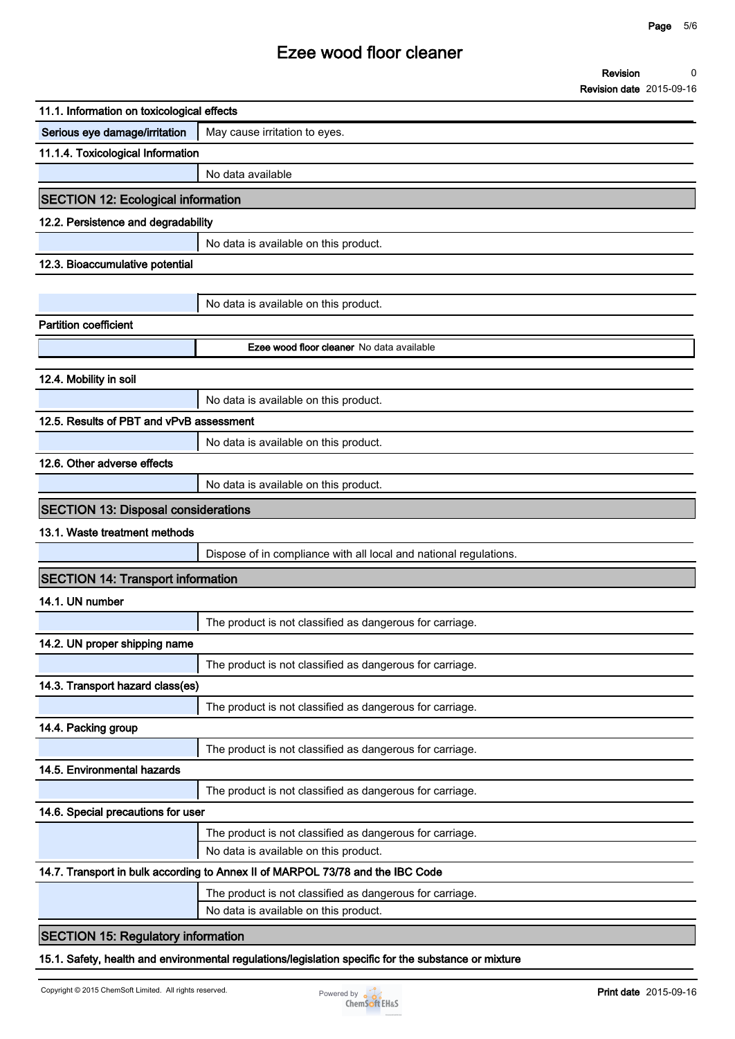### 11.1. Information on toxicological effects

| | |
|---|---|
| **Serious eye damage/irritation** | May cause irritation to eyes. |

### 11.1.4. Toxicological Information

| | |
|---|---|
| | No data available |

## SECTION 12: Ecological information

### 12.2. Persistence and degradability

| | |
|---|---|
| | No data is available on this product. |

### 12.3. Bioaccumulative potential

| | |
|---|---|
| | No data is available on this product. |

**Partition coefficient**

| | |
|---|---|
| | **Ezee wood floor cleaner** No data available |

### 12.4. Mobility in soil

| | |
|---|---|
| | No data is available on this product. |

### 12.5. Results of PBT and vPvB assessment

| | |
|---|---|
| | No data is available on this product. |

### 12.6. Other adverse effects

| | |
|---|---|
| | No data is available on this product. |

## SECTION 13: Disposal considerations

### 13.1. Waste treatment methods

| | |
|---|---|
| | Dispose of in compliance with all local and national regulations. |

## SECTION 14: Transport information

### 14.1. UN number

| | |
|---|---|
| | The product is not classified as dangerous for carriage. |

### 14.2. UN proper shipping name

| | |
|---|---|
| | The product is not classified as dangerous for carriage. |

### 14.3. Transport hazard class(es)

| | |
|---|---|
| | The product is not classified as dangerous for carriage. |

### 14.4. Packing group

| | |
|---|---|
| | The product is not classified as dangerous for carriage. |

### 14.5. Environmental hazards

| | |
|---|---|
| | The product is not classified as dangerous for carriage. |

### 14.6. Special precautions for user

| | |
|---|---|
| | The product is not classified as dangerous for carriage. |
| | No data is available on this product. |

### 14.7. Transport in bulk according to Annex II of MARPOL 73/78 and the IBC Code

| | |
|---|---|
| | The product is not classified as dangerous for carriage. |
| | No data is available on this product. |

## SECTION 15: Regulatory information

### 15.1. Safety, health and environmental regulations/legislation specific for the substance or mixture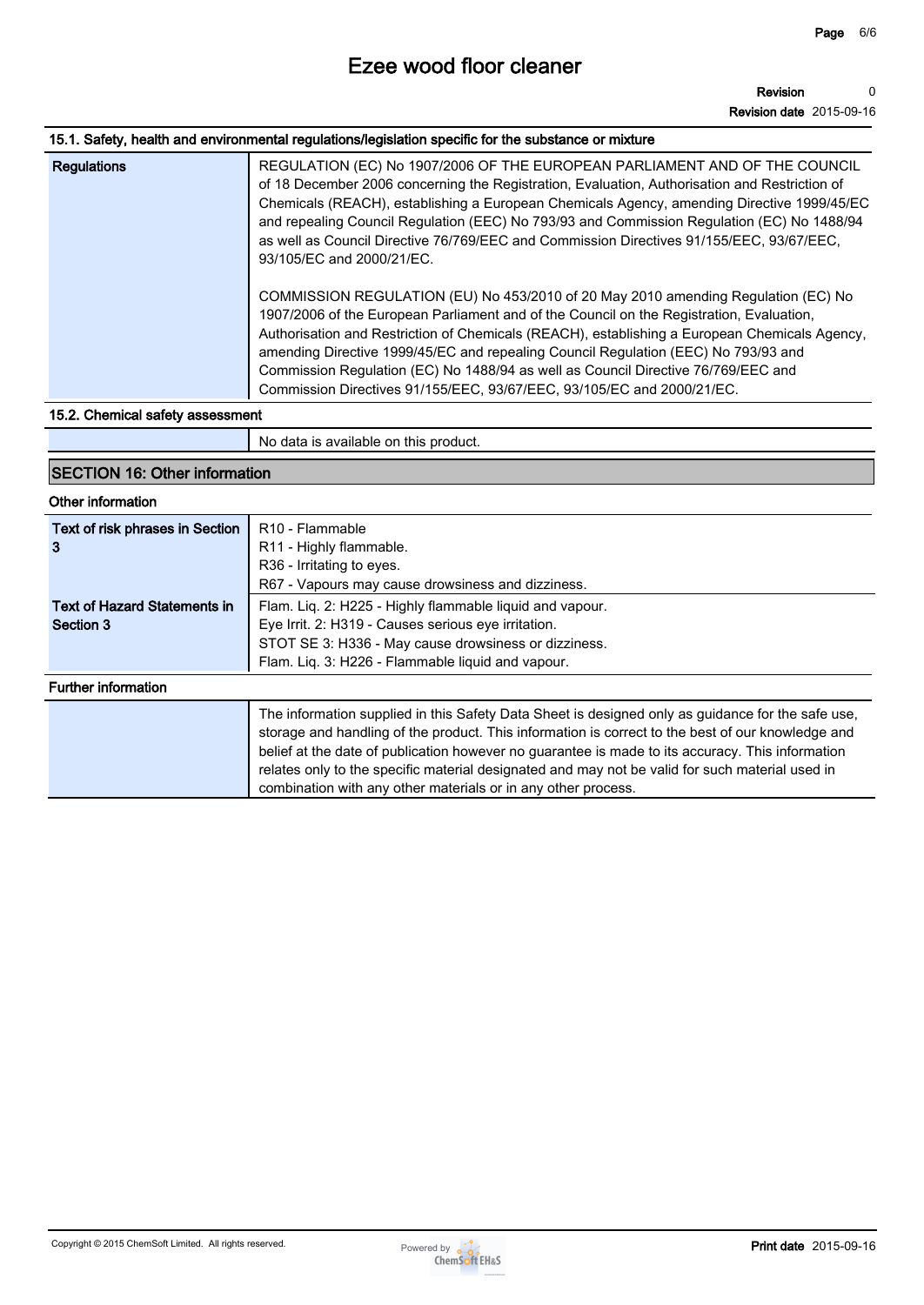### 15.1. Safety, health and environmental regulations/legislation specific for the substance or mixture

| | |
|---|---|
| **Regulations** | REGULATION (EC) No 1907/2006 OF THE EUROPEAN PARLIAMENT AND OF THE COUNCIL of 18 December 2006 concerning the Registration, Evaluation, Authorisation and Restriction of Chemicals (REACH), establishing a European Chemicals Agency, amending Directive 1999/45/EC and repealing Council Regulation (EEC) No 793/93 and Commission Regulation (EC) No 1488/94 as well as Council Directive 76/769/EEC and Commission Directives 91/155/EEC, 93/67/EEC, 93/105/EC and 2000/21/EC.<br><br>COMMISSION REGULATION (EU) No 453/2010 of 20 May 2010 amending Regulation (EC) No 1907/2006 of the European Parliament and of the Council on the Registration, Evaluation, Authorisation and Restriction of Chemicals (REACH), establishing a European Chemicals Agency, amending Directive 1999/45/EC and repealing Council Regulation (EEC) No 793/93 and Commission Regulation (EC) No 1488/94 as well as Council Directive 76/769/EEC and Commission Directives 91/155/EEC, 93/67/EEC, 93/105/EC and 2000/21/EC. |

### 15.2. Chemical safety assessment

| | |
|---|---|
| | No data is available on this product. |

## SECTION 16: Other information

### Other information

| | |
|---|---|
| **Text of risk phrases in Section 3** | R10 - Flammable<br>R11 - Highly flammable.<br>R36 - Irritating to eyes.<br>R67 - Vapours may cause drowsiness and dizziness. |
| **Text of Hazard Statements in Section 3** | Flam. Liq. 2: H225 - Highly flammable liquid and vapour.<br>Eye Irrit. 2: H319 - Causes serious eye irritation.<br>STOT SE 3: H336 - May cause drowsiness or dizziness.<br>Flam. Liq. 3: H226 - Flammable liquid and vapour. |

### Further information

| | |
|---|---|
| | The information supplied in this Safety Data Sheet is designed only as guidance for the safe use, storage and handling of the product. This information is correct to the best of our knowledge and belief at the date of publication however no guarantee is made to its accuracy. This information relates only to the specific material designated and may not be valid for such material used in combination with any other materials or in any other process. |